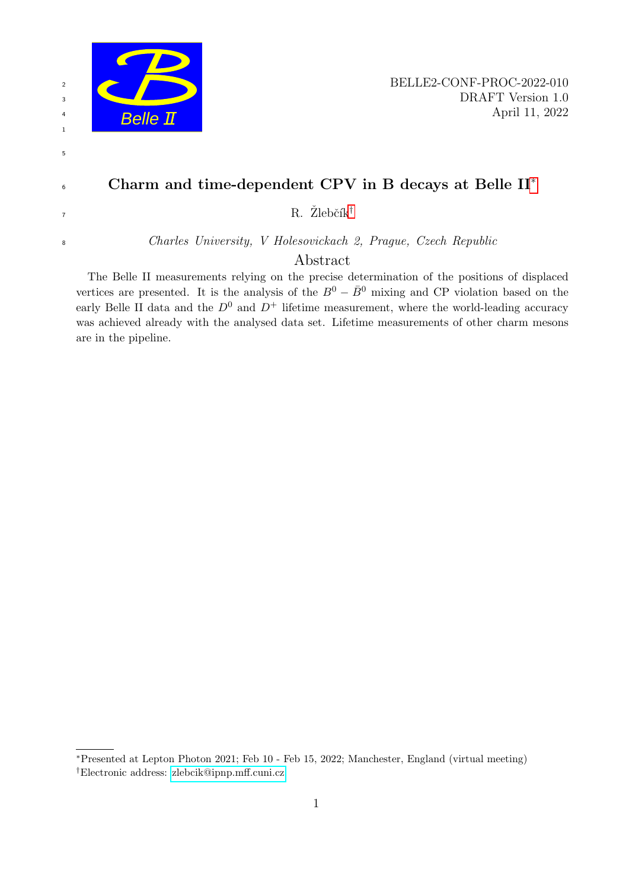BELLE2-CONF-PROC-2022-010
DRAFT Version 1.0
April 11, 2022

# Charm and time-dependent CPV in B decays at Belle II*

R. Žlebčík†

*Charles University, V Holesovickach 2, Prague, Czech Republic*

## Abstract

The Belle II measurements relying on the precise determination of the positions of displaced vertices are presented. It is the analysis of the $B^0 - \bar{B}^0$ mixing and CP violation based on the early Belle II data and the $D^0$ and $D^+$ lifetime measurement, where the world-leading accuracy was achieved already with the analysed data set. Lifetime measurements of other charm mesons are in the pipeline.

---

*Presented at Lepton Photon 2021; Feb 10 - Feb 15, 2022; Manchester, England (virtual meeting)

†Electronic address: zlebcik@ipnp.mff.cuni.cz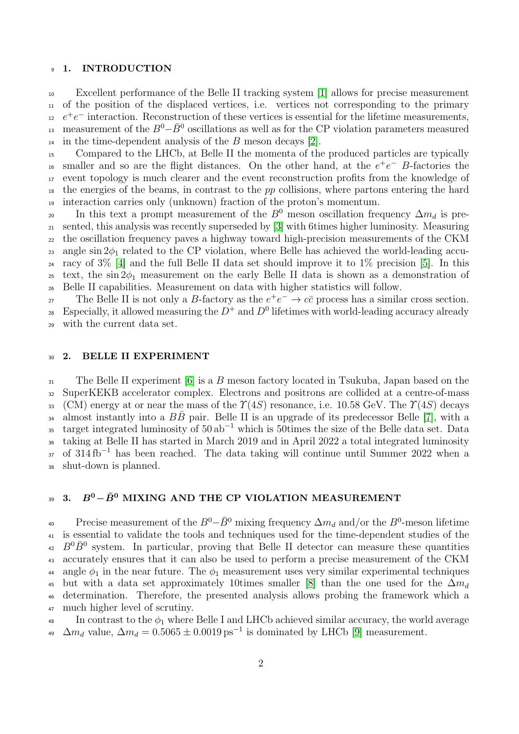## 1. INTRODUCTION

Excellent performance of the Belle II tracking system [1] allows for precise measurement of the position of the displaced vertices, i.e. vertices not corresponding to the primary $e^+e^-$ interaction. Reconstruction of these vertices is essential for the lifetime measurements, measurement of the $B^0$–$\bar{B}^0$ oscillations as well as for the CP violation parameters measured in the time-dependent analysis of the $B$ meson decays [2].

Compared to the LHCb, at Belle II the momenta of the produced particles are typically smaller and so are the flight distances. On the other hand, at the $e^+e^-$ $B$-factories the event topology is much clearer and the event reconstruction profits from the knowledge of the energies of the beams, in contrast to the $pp$ collisions, where partons entering the hard interaction carries only (unknown) fraction of the proton's momentum.

In this text a prompt measurement of the $B^0$ meson oscillation frequency $\Delta m_d$ is presented, this analysis was recently superseded by [3] with 6times higher luminosity. Measuring the oscillation frequency paves a highway toward high-precision measurements of the CKM angle $\sin 2\phi_1$ related to the CP violation, where Belle has achieved the world-leading accuracy of 3% [4] and the full Belle II data set should improve it to 1% precision [5]. In this text, the $\sin 2\phi_1$ measurement on the early Belle II data is shown as a demonstration of Belle II capabilities. Measurement on data with higher statistics will follow.

The Belle II is not only a $B$-factory as the $e^+e^- \to c\bar{c}$ process has a similar cross section. Especially, it allowed measuring the $D^+$ and $D^0$ lifetimes with world-leading accuracy already with the current data set.

## 2. BELLE II EXPERIMENT

The Belle II experiment [6] is a $B$ meson factory located in Tsukuba, Japan based on the SuperKEKB accelerator complex. Electrons and positrons are collided at a centre-of-mass (CM) energy at or near the mass of the $\Upsilon(4S)$ resonance, i.e. 10.58 GeV. The $\Upsilon(4S)$ decays almost instantly into a $B\bar{B}$ pair. Belle II is an upgrade of its predecessor Belle [7], with a target integrated luminosity of $50\,\text{ab}^{-1}$ which is 50times the size of the Belle data set. Data taking at Belle II has started in March 2019 and in April 2022 a total integrated luminosity of $314\,\text{fb}^{-1}$ has been reached. The data taking will continue until Summer 2022 when a shut-down is planned.

## 3. $B^0-\bar{B}^0$ MIXING AND THE CP VIOLATION MEASUREMENT

Precise measurement of the $B^0$–$\bar{B}^0$ mixing frequency $\Delta m_d$ and/or the $B^0$-meson lifetime is essential to validate the tools and techniques used for the time-dependent studies of the $B^0\bar{B}^0$ system. In particular, proving that Belle II detector can measure these quantities accurately ensures that it can also be used to perform a precise measurement of the CKM angle $\phi_1$ in the near future. The $\phi_1$ measurement uses very similar experimental techniques but with a data set approximately 10times smaller [8] than the one used for the $\Delta m_d$ determination. Therefore, the presented analysis allows probing the framework which a much higher level of scrutiny.

In contrast to the $\phi_1$ where Belle I and LHCb achieved similar accuracy, the world average $\Delta m_d$ value, $\Delta m_d = 0.5065 \pm 0.0019\,\text{ps}^{-1}$ is dominated by LHCb [9] measurement.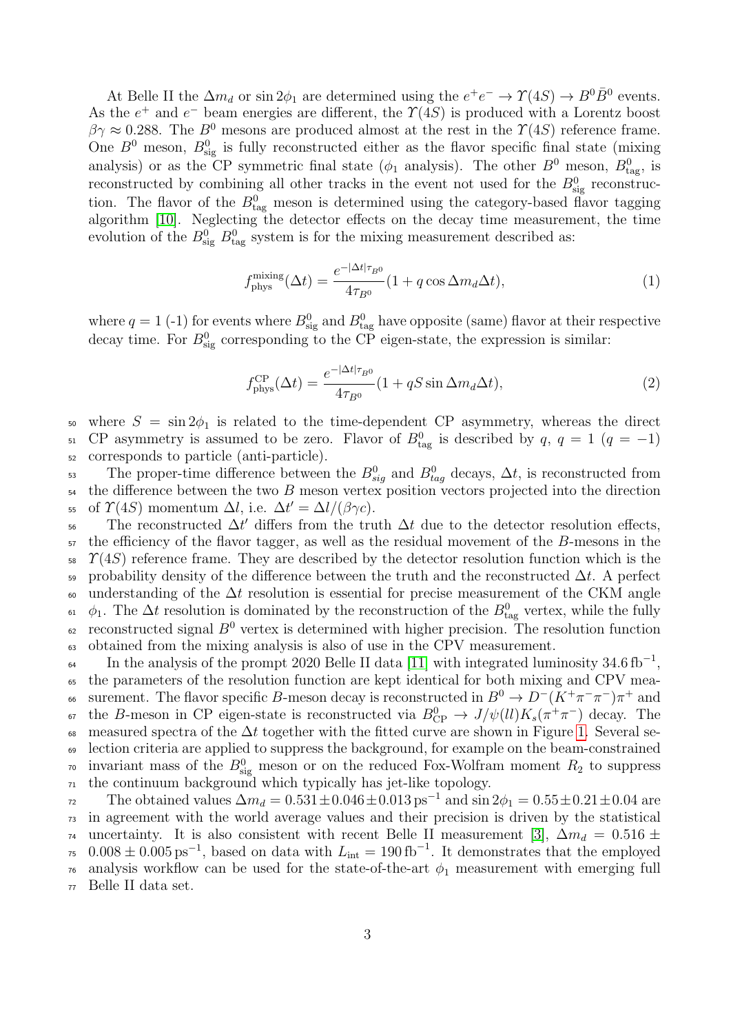At Belle II the $\Delta m_d$ or $\sin 2\phi_1$ are determined using the $e^+e^- \to \Upsilon(4S) \to B^0\bar{B}^0$ events. As the $e^+$ and $e^-$ beam energies are different, the $\Upsilon(4S)$ is produced with a Lorentz boost $\beta\gamma \approx 0.288$. The $B^0$ mesons are produced almost at the rest in the $\Upsilon(4S)$ reference frame. One $B^0$ meson, $B^0_{\rm sig}$ is fully reconstructed either as the flavor specific final state (mixing analysis) or as the CP symmetric final state ($\phi_1$ analysis). The other $B^0$ meson, $B^0_{\rm tag}$, is reconstructed by combining all other tracks in the event not used for the $B^0_{\rm sig}$ reconstruction. The flavor of the $B^0_{\rm tag}$ meson is determined using the category-based flavor tagging algorithm [10]. Neglecting the detector effects on the decay time measurement, the time evolution of the $B^0_{\rm sig}$ $B^0_{\rm tag}$ system is for the mixing measurement described as:

$$f^{\rm mixing}_{\rm phys}(\Delta t) = \frac{e^{-|\Delta t|\tau_{B^0}}}{4\tau_{B^0}}(1 + q\cos\Delta m_d \Delta t), \tag{1}$$

where $q = 1$ (-1) for events where $B^0_{\rm sig}$ and $B^0_{\rm tag}$ have opposite (same) flavor at their respective decay time. For $B^0_{\rm sig}$ corresponding to the CP eigen-state, the expression is similar:

$$f^{\rm CP}_{\rm phys}(\Delta t) = \frac{e^{-|\Delta t|\tau_{B^0}}}{4\tau_{B^0}}(1 + qS\sin\Delta m_d \Delta t), \tag{2}$$

where $S = \sin 2\phi_1$ is related to the time-dependent CP asymmetry, whereas the direct CP asymmetry is assumed to be zero. Flavor of $B^0_{\rm tag}$ is described by $q$, $q = 1$ ($q = -1$) corresponds to particle (anti-particle).

The proper-time difference between the $B^0_{sig}$ and $B^0_{tag}$ decays, $\Delta t$, is reconstructed from the difference between the two $B$ meson vertex position vectors projected into the direction of $\Upsilon(4S)$ momentum $\Delta l$, i.e. $\Delta t' = \Delta l/(\beta\gamma c)$.

The reconstructed $\Delta t'$ differs from the truth $\Delta t$ due to the detector resolution effects, the efficiency of the flavor tagger, as well as the residual movement of the $B$-mesons in the $\Upsilon(4S)$ reference frame. They are described by the detector resolution function which is the probability density of the difference between the truth and the reconstructed $\Delta t$. A perfect understanding of the $\Delta t$ resolution is essential for precise measurement of the CKM angle $\phi_1$. The $\Delta t$ resolution is dominated by the reconstruction of the $B^0_{\rm tag}$ vertex, while the fully reconstructed signal $B^0$ vertex is determined with higher precision. The resolution function obtained from the mixing analysis is also of use in the CPV measurement.

In the analysis of the prompt 2020 Belle II data [11] with integrated luminosity $34.6\,{\rm fb}^{-1}$, the parameters of the resolution function are kept identical for both mixing and CPV measurement. The flavor specific $B$-meson decay is reconstructed in $B^0 \to D^-(K^+\pi^-\pi^-)\pi^+$ and the $B$-meson in CP eigen-state is reconstructed via $B^0_{\rm CP} \to J/\psi(ll)K_s(\pi^+\pi^-)$ decay. The measured spectra of the $\Delta t$ together with the fitted curve are shown in Figure 1. Several selection criteria are applied to suppress the background, for example on the beam-constrained invariant mass of the $B^0_{\rm sig}$ meson or on the reduced Fox-Wolfram moment $R_2$ to suppress the continuum background which typically has jet-like topology.

The obtained values $\Delta m_d = 0.531 \pm 0.046 \pm 0.013\,{\rm ps}^{-1}$ and $\sin 2\phi_1 = 0.55 \pm 0.21 \pm 0.04$ are in agreement with the world average values and their precision is driven by the statistical uncertainty. It is also consistent with recent Belle II measurement [3], $\Delta m_d = 0.516 \pm 0.008 \pm 0.005\,{\rm ps}^{-1}$, based on data with $L_{\rm int} = 190\,{\rm fb}^{-1}$. It demonstrates that the employed analysis workflow can be used for the state-of-the-art $\phi_1$ measurement with emerging full Belle II data set.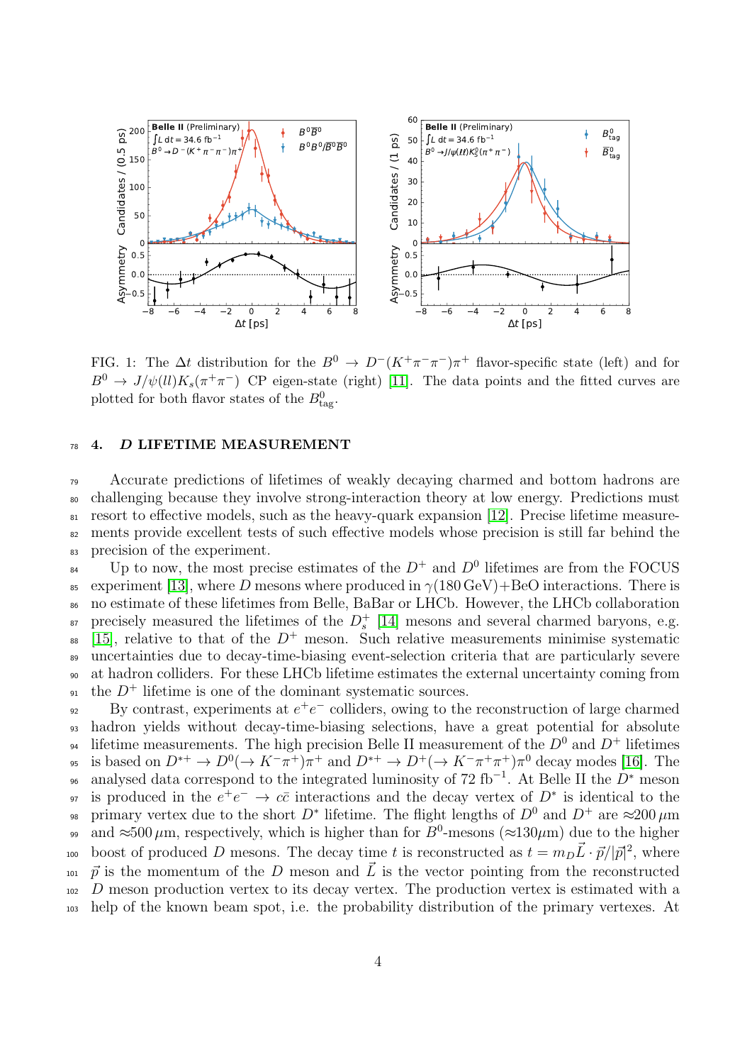FIG. 1: The $\Delta t$ distribution for the $B^0 \to D^-(K^+\pi^-\pi^-)\pi^+$ flavor-specific state (left) and for $B^0 \to J/\psi(ll)K_s(\pi^+\pi^-)$ CP eigen-state (right) [11]. The data points and the fitted curves are plotted for both flavor states of the $B^0_{\rm tag}$.

## 4. *D* LIFETIME MEASUREMENT

Accurate predictions of lifetimes of weakly decaying charmed and bottom hadrons are challenging because they involve strong-interaction theory at low energy. Predictions must resort to effective models, such as the heavy-quark expansion [12]. Precise lifetime measurements provide excellent tests of such effective models whose precision is still far behind the precision of the experiment.

Up to now, the most precise estimates of the $D^+$ and $D^0$ lifetimes are from the FOCUS experiment [13], where $D$ mesons where produced in $\gamma(180\,\text{GeV})$+BeO interactions. There is no estimate of these lifetimes from Belle, BaBar or LHCb. However, the LHCb collaboration precisely measured the lifetimes of the $D^+_s$ [14] mesons and several charmed baryons, e.g. [15], relative to that of the $D^+$ meson. Such relative measurements minimise systematic uncertainties due to decay-time-biasing event-selection criteria that are particularly severe at hadron colliders. For these LHCb lifetime estimates the external uncertainty coming from the $D^+$ lifetime is one of the dominant systematic sources.

By contrast, experiments at $e^+e^-$ colliders, owing to the reconstruction of large charmed hadron yields without decay-time-biasing selections, have a great potential for absolute lifetime measurements. The high precision Belle II measurement of the $D^0$ and $D^+$ lifetimes is based on $D^{*+} \to D^0(\to K^-\pi^+)\pi^+$ and $D^{*+} \to D^+(\to K^-\pi^+\pi^+)\pi^0$ decay modes [16]. The analysed data correspond to the integrated luminosity of 72 fb$^{-1}$. At Belle II the $D^*$ meson is produced in the $e^+e^- \to c\bar{c}$ interactions and the decay vertex of $D^*$ is identical to the primary vertex due to the short $D^*$ lifetime. The flight lengths of $D^0$ and $D^+$ are $\approx$200 $\mu$m and $\approx$500 $\mu$m, respectively, which is higher than for $B^0$-mesons ($\approx$130$\mu$m) due to the higher boost of produced $D$ mesons. The decay time $t$ is reconstructed as $t = m_D \vec{L} \cdot \vec{p}/|\vec{p}|^2$, where $\vec{p}$ is the momentum of the $D$ meson and $\vec{L}$ is the vector pointing from the reconstructed $D$ meson production vertex to its decay vertex. The production vertex is estimated with a help of the known beam spot, i.e. the probability distribution of the primary vertexes. At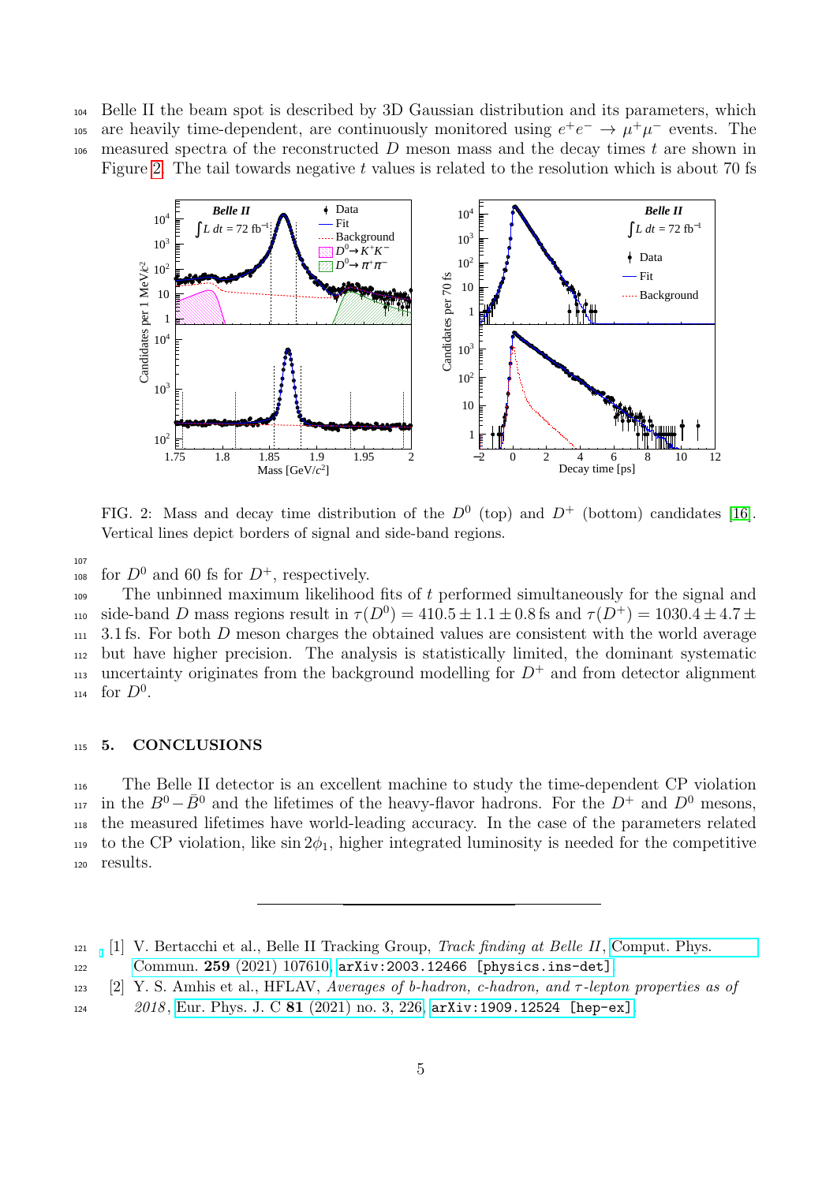Belle II the beam spot is described by 3D Gaussian distribution and its parameters, which are heavily time-dependent, are continuously monitored using $e^+e^- \to \mu^+\mu^-$ events. The measured spectra of the reconstructed $D$ meson mass and the decay times $t$ are shown in Figure 2. The tail towards negative $t$ values is related to the resolution which is about 70 fs for $D^0$ and 60 fs for $D^+$, respectively.

FIG. 2: Mass and decay time distribution of the $D^0$ (top) and $D^+$ (bottom) candidates [16]. Vertical lines depict borders of signal and side-band regions.

The unbinned maximum likelihood fits of $t$ performed simultaneously for the signal and side-band $D$ mass regions result in $\tau(D^0) = 410.5 \pm 1.1 \pm 0.8$ fs and $\tau(D^+) = 1030.4 \pm 4.7 \pm 3.1$ fs. For both $D$ meson charges the obtained values are consistent with the world average but have higher precision. The analysis is statistically limited, the dominant systematic uncertainty originates from the background modelling for $D^+$ and from detector alignment for $D^0$.

## 5. CONCLUSIONS

The Belle II detector is an excellent machine to study the time-dependent CP violation in the $B^0 - \bar{B}^0$ and the lifetimes of the heavy-flavor hadrons. For the $D^+$ and $D^0$ mesons, the measured lifetimes have world-leading accuracy. In the case of the parameters related to the CP violation, like $\sin 2\phi_1$, higher integrated luminosity is needed for the competitive results.

---

[1] V. Bertacchi et al., Belle II Tracking Group, *Track finding at Belle II*, Comput. Phys. Commun. **259** (2021) 107610, `arXiv:2003.12466 [physics.ins-det]`.

[2] Y. S. Amhis et al., HFLAV, *Averages of b-hadron, c-hadron, and τ-lepton properties as of 2018*, Eur. Phys. J. C **81** (2021) no. 3, 226, `arXiv:1909.12524 [hep-ex]`.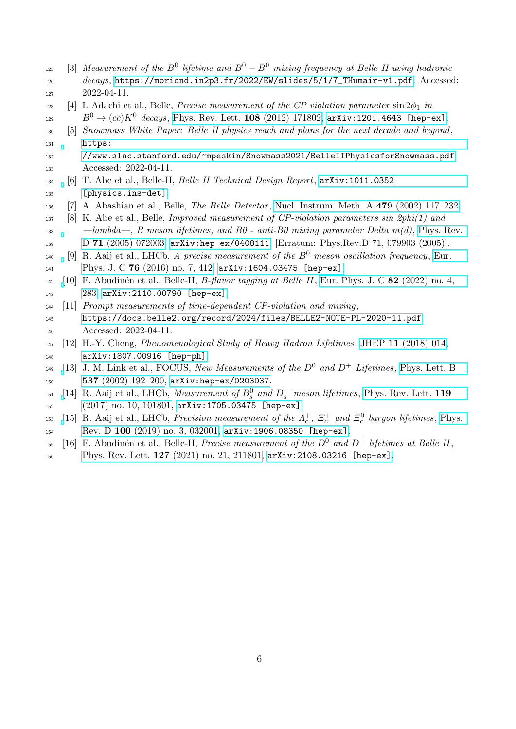[3] *Measurement of the $B^0$ lifetime and $B^0-\bar{B}^0$ mixing frequency at Belle II using hadronic decays*, https://moriond.in2p3.fr/2022/EW/slides/5/1/7_THumair-v1.pdf. Accessed: 2022-04-11.

[4] I. Adachi et al., Belle, *Precise measurement of the CP violation parameter $\sin 2\phi_1$ in $B^0 \to (c\bar{c})K^0$ decays*, Phys. Rev. Lett. **108** (2012) 171802, arXiv:1201.4643 [hep-ex].

[5] *Snowmass White Paper: Belle II physics reach and plans for the next decade and beyond*, https://www.slac.stanford.edu/~mpeskin/Snowmass2021/BelleIIPhysicsforSnowmass.pdf. Accessed: 2022-04-11.

[6] T. Abe et al., Belle-II, *Belle II Technical Design Report*, arXiv:1011.0352 [physics.ins-det].

[7] A. Abashian et al., Belle, *The Belle Detector*, Nucl. Instrum. Meth. A **479** (2002) 117–232.

[8] K. Abe et al., Belle, *Improved measurement of CP-violation parameters sin 2phi(1) and —lambda—, B meson lifetimes, and B0 - anti-B0 mixing parameter Delta m(d)*, Phys. Rev. D **71** (2005) 072003, arXiv:hep-ex/0408111. [Erratum: Phys.Rev.D 71, 079903 (2005)].

[9] R. Aaij et al., LHCb, *A precise measurement of the $B^0$ meson oscillation frequency*, Eur. Phys. J. C **76** (2016) no. 7, 412, arXiv:1604.03475 [hep-ex].

[10] F. Abudinén et al., Belle-II, *B-flavor tagging at Belle II*, Eur. Phys. J. C **82** (2022) no. 4, 283, arXiv:2110.00790 [hep-ex].

[11] *Prompt measurements of time-dependent CP-violation and mixing*, https://docs.belle2.org/record/2024/files/BELLE2-NOTE-PL-2020-11.pdf. Accessed: 2022-04-11.

[12] H.-Y. Cheng, *Phenomenological Study of Heavy Hadron Lifetimes*, JHEP **11** (2018) 014, arXiv:1807.00916 [hep-ph].

[13] J. M. Link et al., FOCUS, *New Measurements of the $D^0$ and $D^+$ Lifetimes*, Phys. Lett. B **537** (2002) 192–200, arXiv:hep-ex/0203037.

[14] R. Aaij et al., LHCb, *Measurement of $B_s^0$ and $D_s^-$ meson lifetimes*, Phys. Rev. Lett. **119** (2017) no. 10, 101801, arXiv:1705.03475 [hep-ex].

[15] R. Aaij et al., LHCb, *Precision measurement of the $\Lambda_c^+$, $\Xi_c^+$ and $\Xi_c^0$ baryon lifetimes*, Phys. Rev. D **100** (2019) no. 3, 032001, arXiv:1906.08350 [hep-ex].

[16] F. Abudinén et al., Belle-II, *Precise measurement of the $D^0$ and $D^+$ lifetimes at Belle II*, Phys. Rev. Lett. **127** (2021) no. 21, 211801, arXiv:2108.03216 [hep-ex].